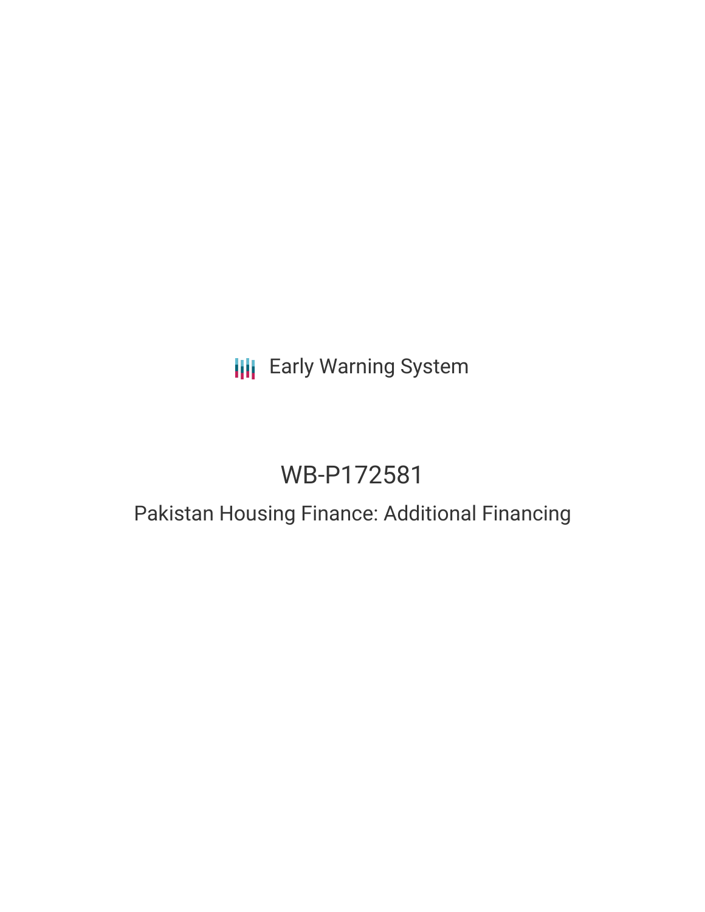Early Warning System

# WB-P172581

## Pakistan Housing Finance: Additional Financing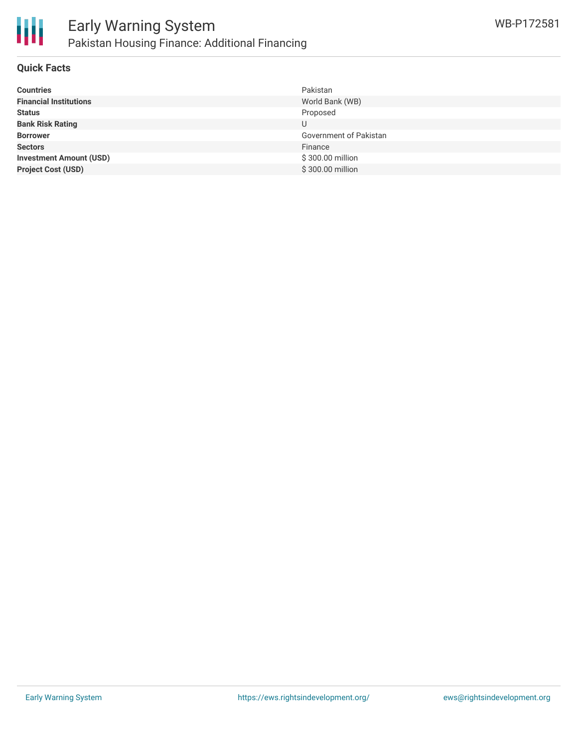# Early Warning System

## Pakistan Housing Finance: Additional Financing

WB-P172581

### Quick Facts

| | |
|---|---|
| **Countries** | Pakistan |
| **Financial Institutions** | World Bank (WB) |
| **Status** | Proposed |
| **Bank Risk Rating** | U |
| **Borrower** | Government of Pakistan |
| **Sectors** | Finance |
| **Investment Amount (USD)** | $ 300.00 million |
| **Project Cost (USD)** | $ 300.00 million |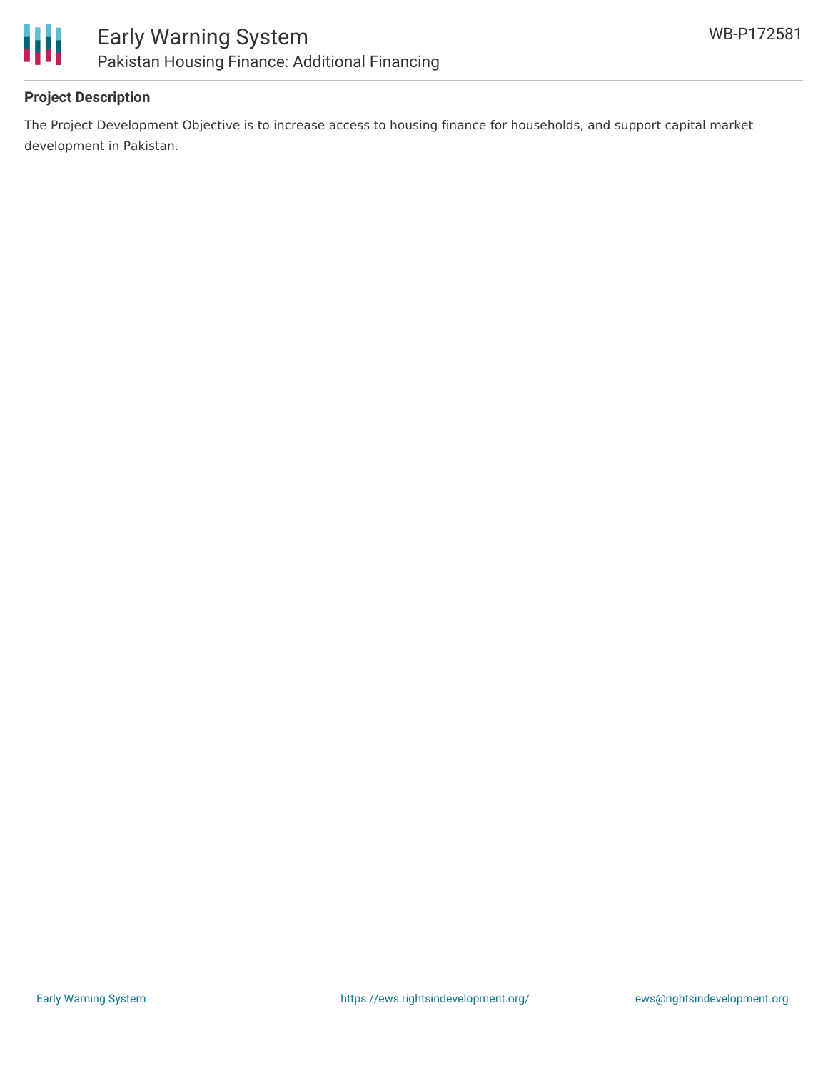## Project Description

The Project Development Objective is to increase access to housing finance for households, and support capital market development in Pakistan.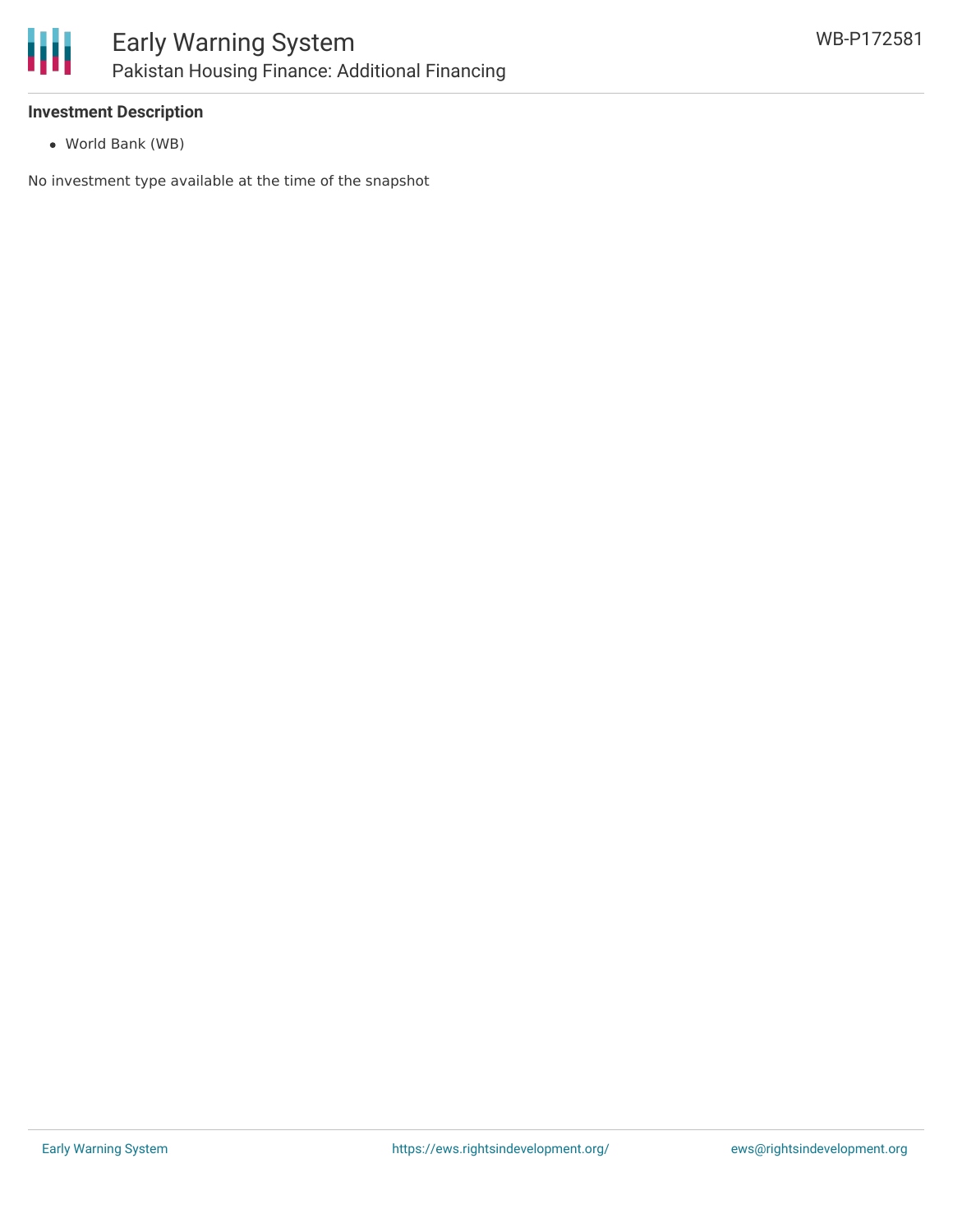**Investment Description**

- World Bank (WB)

No investment type available at the time of the snapshot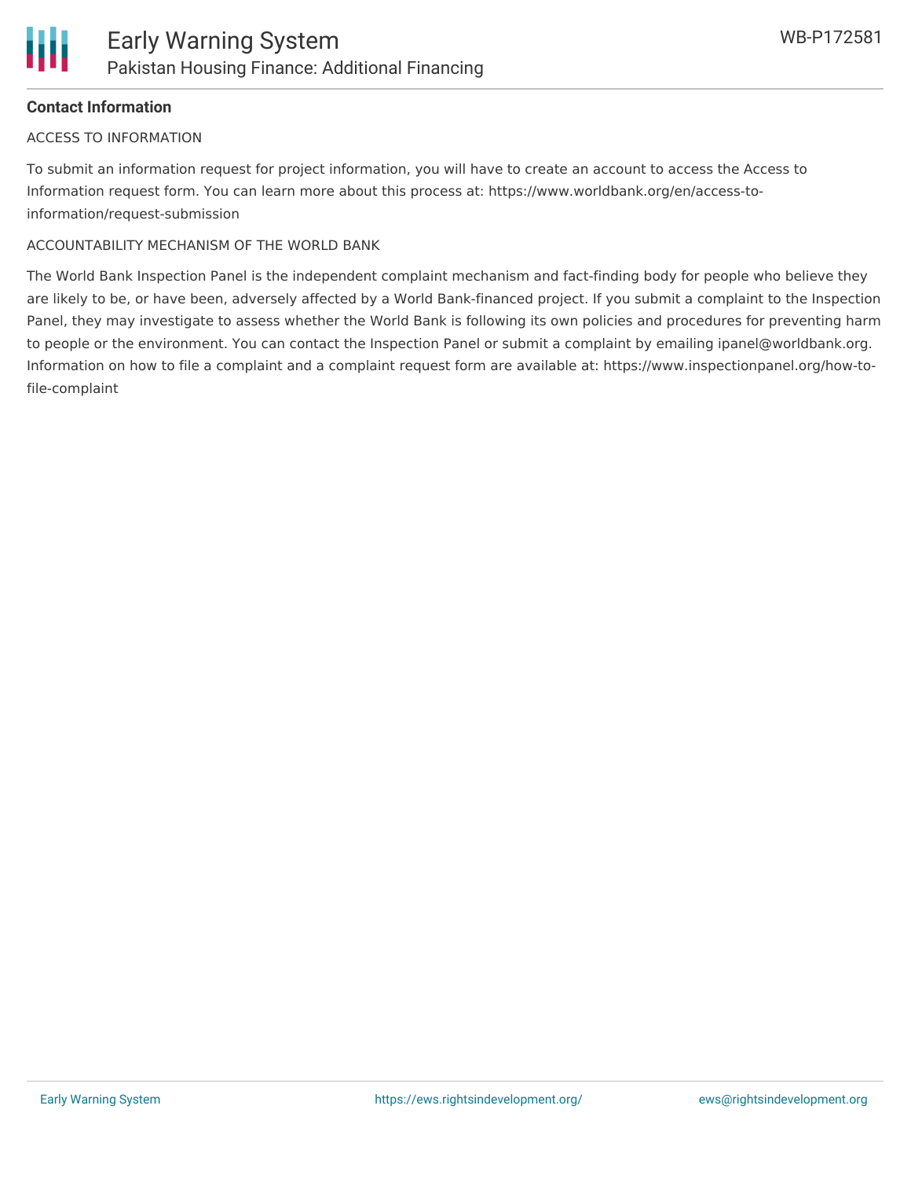## Contact Information

ACCESS TO INFORMATION

To submit an information request for project information, you will have to create an account to access the Access to Information request form. You can learn more about this process at: https://www.worldbank.org/en/access-to-information/request-submission

ACCOUNTABILITY MECHANISM OF THE WORLD BANK

The World Bank Inspection Panel is the independent complaint mechanism and fact-finding body for people who believe they are likely to be, or have been, adversely affected by a World Bank-financed project. If you submit a complaint to the Inspection Panel, they may investigate to assess whether the World Bank is following its own policies and procedures for preventing harm to people or the environment. You can contact the Inspection Panel or submit a complaint by emailing ipanel@worldbank.org. Information on how to file a complaint and a complaint request form are available at: https://www.inspectionpanel.org/how-to-file-complaint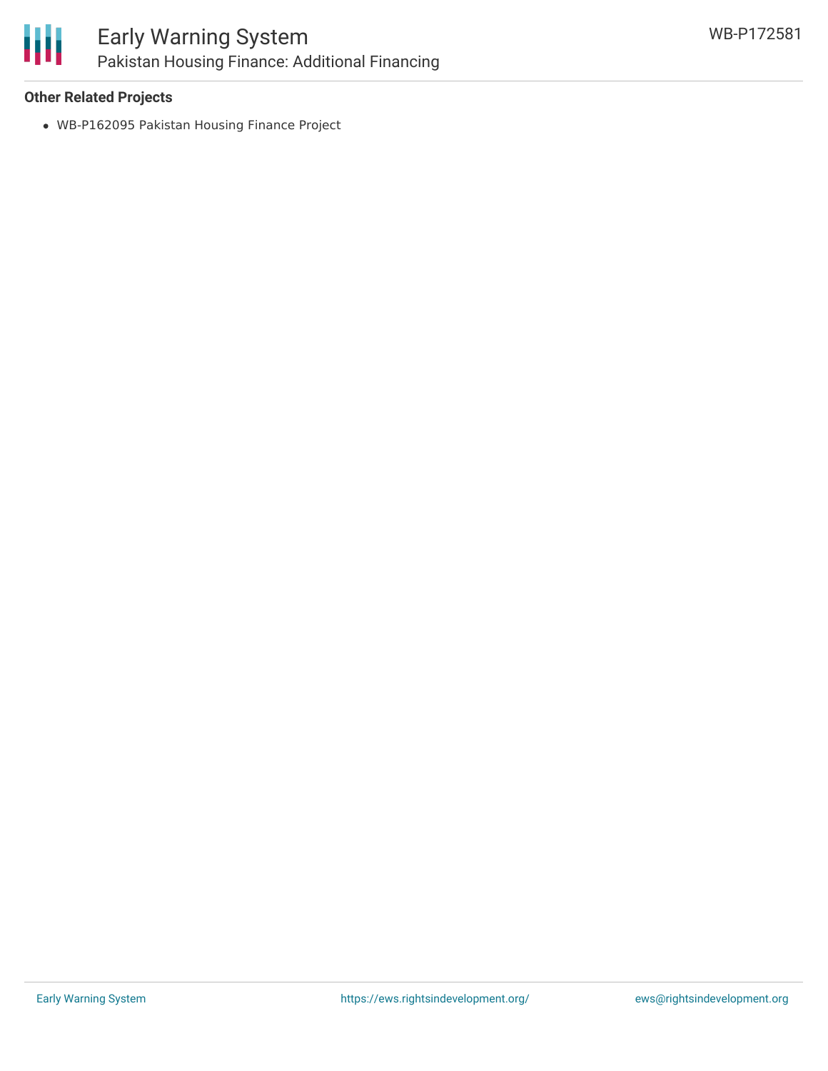**Other Related Projects**

- WB-P162095 Pakistan Housing Finance Project